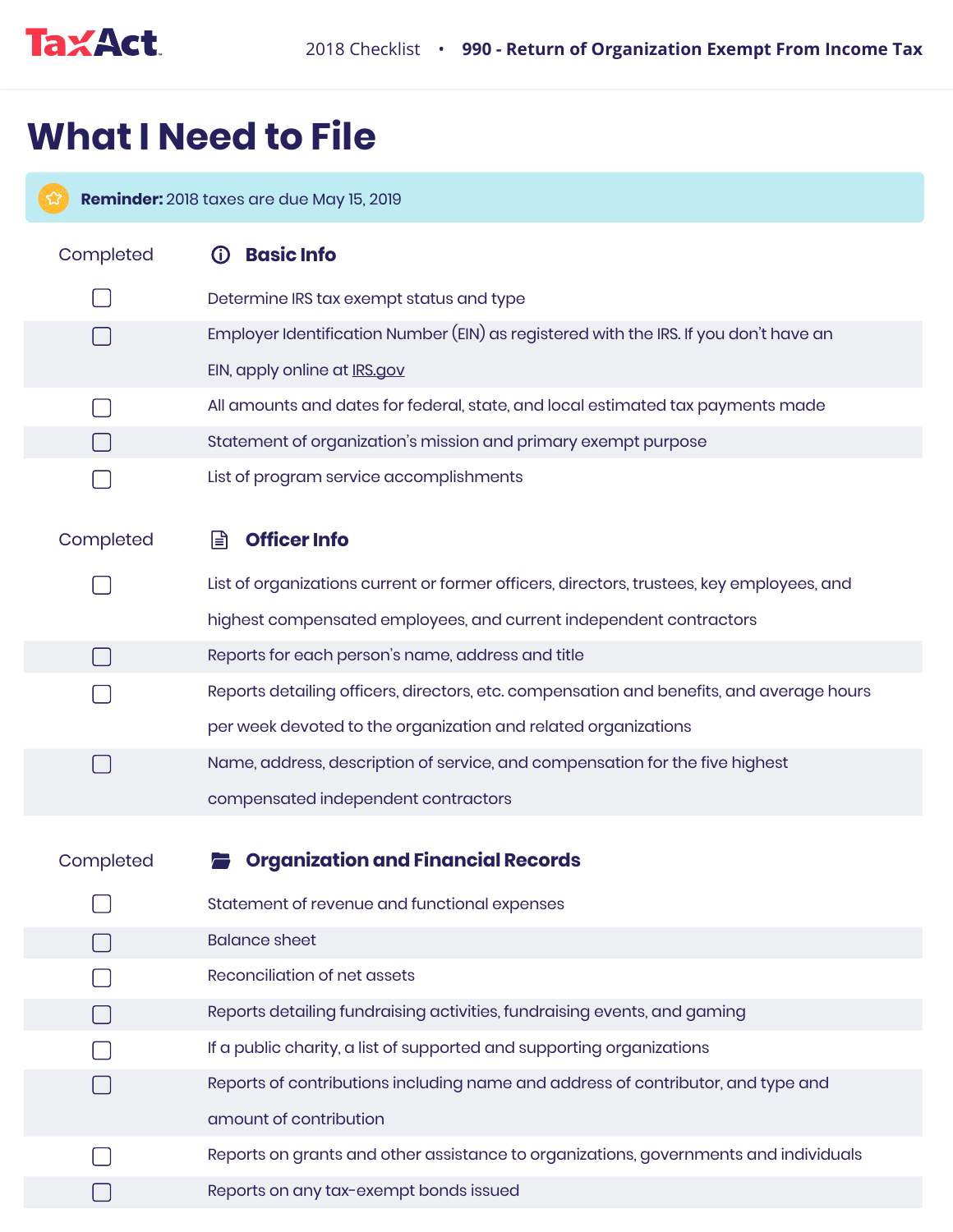# What I Need to File

**Reminder:** 2018 taxes are due May 15, 2019

## Basic Info

| Completed | Basic Info |
|---|---|
| ☐ | Determine IRS tax exempt status and type |
| ☐ | Employer Identification Number (EIN) as registered with the IRS. If you don't have an EIN, apply online at IRS.gov |
| ☐ | All amounts and dates for federal, state, and local estimated tax payments made |
| ☐ | Statement of organization's mission and primary exempt purpose |
| ☐ | List of program service accomplishments |

## Officer Info

| Completed | Officer Info |
|---|---|
| ☐ | List of organizations current or former officers, directors, trustees, key employees, and highest compensated employees, and current independent contractors |
| ☐ | Reports for each person's name, address and title |
| ☐ | Reports detailing officers, directors, etc. compensation and benefits, and average hours per week devoted to the organization and related organizations |
| ☐ | Name, address, description of service, and compensation for the five highest compensated independent contractors |

## Organization and Financial Records

| Completed | Organization and Financial Records |
|---|---|
| ☐ | Statement of revenue and functional expenses |
| ☐ | Balance sheet |
| ☐ | Reconciliation of net assets |
| ☐ | Reports detailing fundraising activities, fundraising events, and gaming |
| ☐ | If a public charity, a list of supported and supporting organizations |
| ☐ | Reports of contributions including name and address of contributor, and type and amount of contribution |
| ☐ | Reports on grants and other assistance to organizations, governments and individuals |
| ☐ | Reports on any tax-exempt bonds issued |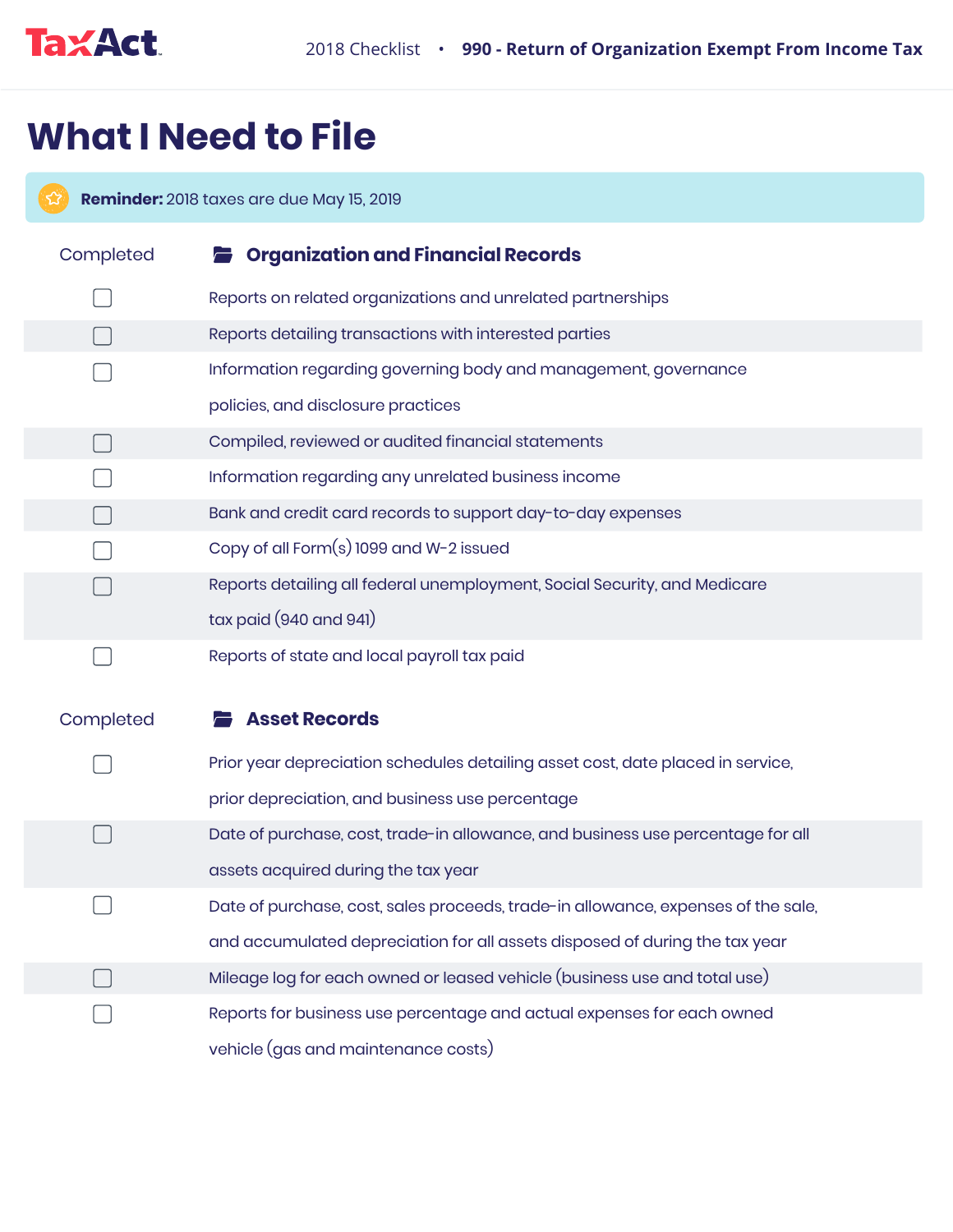# What I Need to File

**Reminder:** 2018 taxes are due May 15, 2019

## Organization and Financial Records

| Completed | Organization and Financial Records |
|---|---|
| ☐ | Reports on related organizations and unrelated partnerships |
| ☐ | Reports detailing transactions with interested parties |
| ☐ | Information regarding governing body and management, governance policies, and disclosure practices |
| ☐ | Compiled, reviewed or audited financial statements |
| ☐ | Information regarding any unrelated business income |
| ☐ | Bank and credit card records to support day-to-day expenses |
| ☐ | Copy of all Form(s) 1099 and W-2 issued |
| ☐ | Reports detailing all federal unemployment, Social Security, and Medicare tax paid (940 and 941) |
| ☐ | Reports of state and local payroll tax paid |

## Asset Records

| Completed | Asset Records |
|---|---|
| ☐ | Prior year depreciation schedules detailing asset cost, date placed in service, prior depreciation, and business use percentage |
| ☐ | Date of purchase, cost, trade-in allowance, and business use percentage for all assets acquired during the tax year |
| ☐ | Date of purchase, cost, sales proceeds, trade-in allowance, expenses of the sale, and accumulated depreciation for all assets disposed of during the tax year |
| ☐ | Mileage log for each owned or leased vehicle (business use and total use) |
| ☐ | Reports for business use percentage and actual expenses for each owned vehicle (gas and maintenance costs) |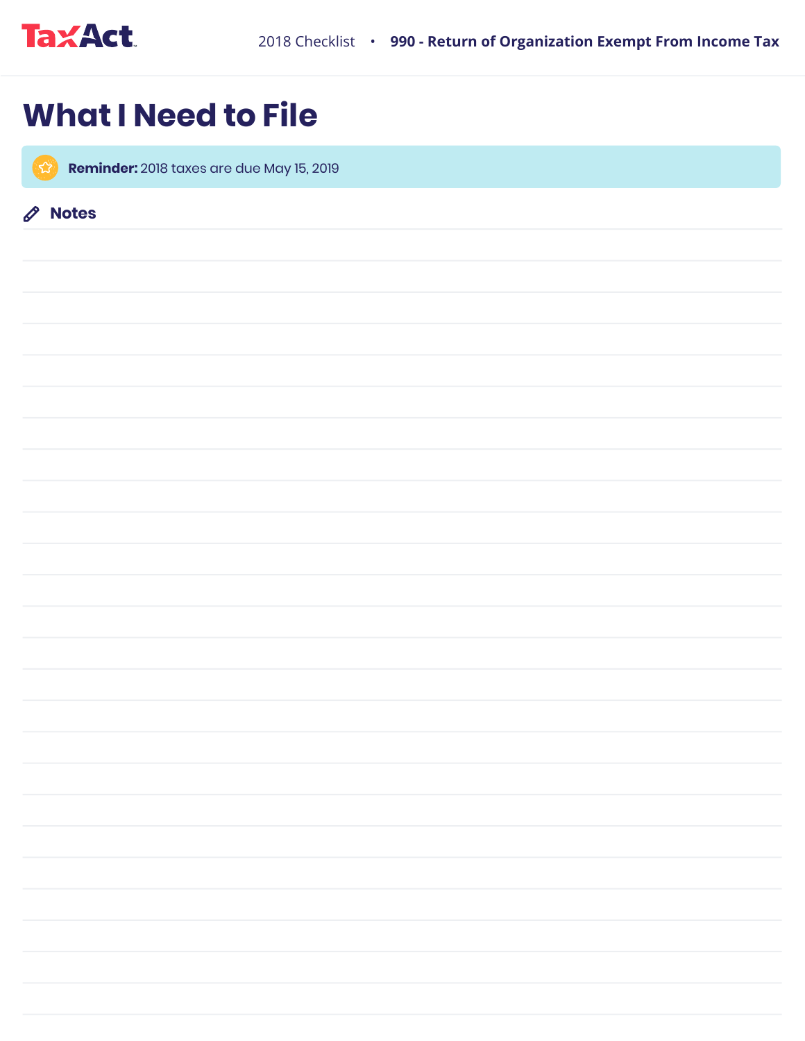# What I Need to File

**Reminder:** 2018 taxes are due May 15, 2019

**Notes**